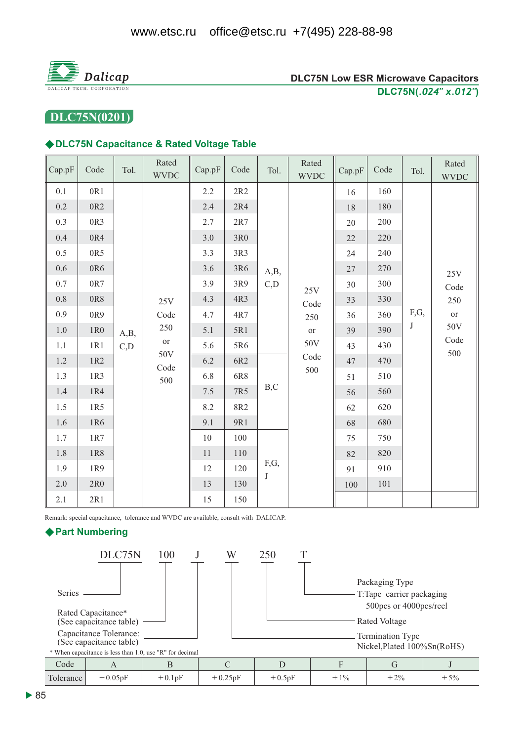www.etsc.ru office@etsc.ru +7(495) 228-88-98

Dalicap
DALICAP TECH. CORPORATION

DLC75N Low ESR Microwave Capacitors
DLC75N(.024" x.012")

# DLC75N(0201)

## ◆DLC75N Capacitance & Rated Voltage Table

| Cap.pF | Code | Tol. | Rated WVDC | Cap.pF | Code | Tol. | Rated WVDC | Cap.pF | Code | Tol. | Rated WVDC |
|---|---|---|---|---|---|---|---|---|---|---|---|
| 0.1 | 0R1 | A,B, C,D | 25V Code 250 or 50V Code 500 | 2.2 | 2R2 | A,B, C,D | 25V Code 250 or 50V Code 500 | 16 | 160 | F,G, J | 25V Code 250 or 50V Code 500 |
| 0.2 | 0R2 | | | 2.4 | 2R4 | | | 18 | 180 | | |
| 0.3 | 0R3 | | | 2.7 | 2R7 | | | 20 | 200 | | |
| 0.4 | 0R4 | | | 3.0 | 3R0 | | | 22 | 220 | | |
| 0.5 | 0R5 | | | 3.3 | 3R3 | | | 24 | 240 | | |
| 0.6 | 0R6 | | | 3.6 | 3R6 | | | 27 | 270 | | |
| 0.7 | 0R7 | | | 3.9 | 3R9 | | | 30 | 300 | | |
| 0.8 | 0R8 | | | 4.3 | 4R3 | | | 33 | 330 | | |
| 0.9 | 0R9 | | | 4.7 | 4R7 | | | 36 | 360 | | |
| 1.0 | 1R0 | | | 5.1 | 5R1 | | | 39 | 390 | | |
| 1.1 | 1R1 | | | 5.6 | 5R6 | | | 43 | 430 | | |
| 1.2 | 1R2 | | | 6.2 | 6R2 | B,C | | 47 | 470 | | |
| 1.3 | 1R3 | | | 6.8 | 6R8 | | | 51 | 510 | | |
| 1.4 | 1R4 | | | 7.5 | 7R5 | | | 56 | 560 | | |
| 1.5 | 1R5 | | | 8.2 | 8R2 | | | 62 | 620 | | |
| 1.6 | 1R6 | | | 9.1 | 9R1 | | | 68 | 680 | | |
| 1.7 | 1R7 | | | 10 | 100 | F,G, J | | 75 | 750 | | |
| 1.8 | 1R8 | | | 11 | 110 | | | 82 | 820 | | |
| 1.9 | 1R9 | | | 12 | 120 | | | 91 | 910 | | |
| 2.0 | 2R0 | | | 13 | 130 | | | 100 | 101 | | |
| 2.1 | 2R1 | | | 15 | 150 | | | | | | |

Remark: special capacitance, tolerance and WVDC are available, consult with DALICAP.

## ◆Part Numbering

DLC75N 100 J W 250 T

- DLC75N — Series
- 100 — Rated Capacitance* (See capacitance table)
- J — Capacitance Tolerance: (See capacitance table)
- W — Termination Type: Nickel,Plated 100%Sn(RoHS)
- 250 — Rated Voltage
- T — Packaging Type: T:Tape carrier packaging 500pcs or 4000pcs/reel

\* When capacitance is less than 1.0, use "R" for decimal

| Code | A | B | C | D | F | G | J |
|---|---|---|---|---|---|---|---|
| Tolerance | ±0.05pF | ±0.1pF | ±0.25pF | ±0.5pF | ±1% | ±2% | ±5% |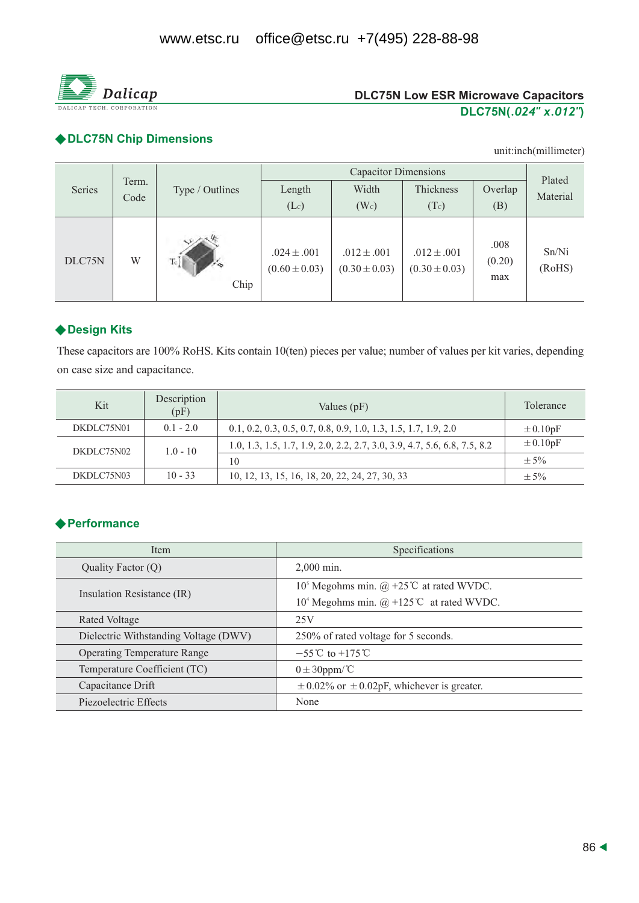# DLC75N Low ESR Microwave Capacitors

## DLC75N(*.024" x.012"*)

## ◆DLC75N Chip Dimensions

unit:inch(millimeter)

| Series | Term. Code | Type / Outlines | Capacitor Dimensions | | | | Plated Material |
|---|---|---|---|---|---|---|---|
| | | | Length ($L_C$) | Width ($W_C$) | Thickness ($T_C$) | Overlap (B) | |
| DLC75N | W | Chip | .024±.001 (0.60±0.03) | .012±.001 (0.30±0.03) | .012±.001 (0.30±0.03) | .008 (0.20) max | Sn/Ni (RoHS) |

## ◆Design Kits

These capacitors are 100% RoHS. Kits contain 10(ten) pieces per value; number of values per kit varies, depending on case size and capacitance.

| Kit | Description (pF) | Values (pF) | Tolerance |
|---|---|---|---|
| DKDLC75N01 | 0.1 - 2.0 | 0.1, 0.2, 0.3, 0.5, 0.7, 0.8, 0.9, 1.0, 1.3, 1.5, 1.7, 1.9, 2.0 | ±0.10pF |
| DKDLC75N02 | 1.0 - 10 | 1.0, 1.3, 1.5, 1.7, 1.9, 2.0, 2.2, 2.7, 3.0, 3.9, 4.7, 5.6, 6.8, 7.5, 8.2 | ±0.10pF |
| | | 10 | ±5% |
| DKDLC75N03 | 10 - 33 | 10, 12, 13, 15, 16, 18, 20, 22, 24, 27, 30, 33 | ±5% |

## ◆Performance

| Item | Specifications |
|---|---|
| Quality Factor (Q) | 2,000 min. |
| Insulation Resistance (IR) | $10^5$ Megohms min. @ +25℃ at rated WVDC.<br>$10^4$ Megohms min. @ +125℃ at rated WVDC. |
| Rated Voltage | 25V |
| Dielectric Withstanding Voltage (DWV) | 250% of rated voltage for 5 seconds. |
| Operating Temperature Range | −55℃ to +175℃ |
| Temperature Coefficient (TC) | 0±30ppm/℃ |
| Capacitance Drift | ±0.02% or ±0.02pF, whichever is greater. |
| Piezoelectric Effects | None |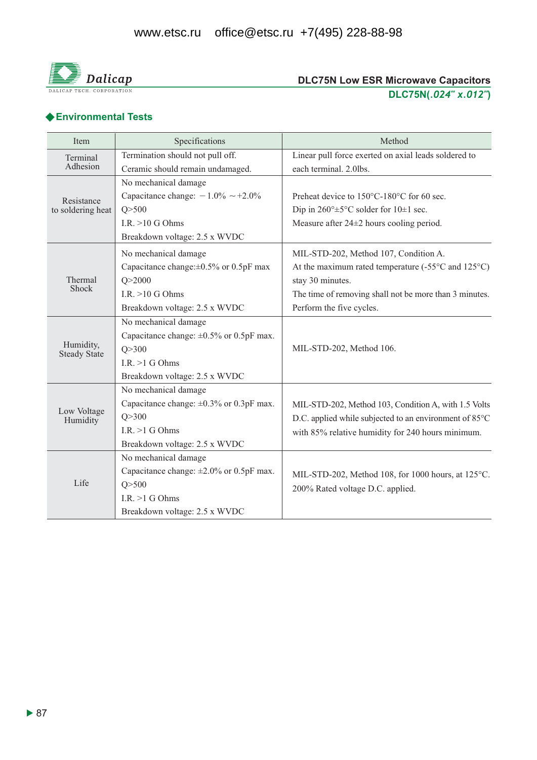## ◆Environmental Tests

| Item | Specifications | Method |
|---|---|---|
| Terminal Adhesion | Termination should not pull off.<br>Ceramic should remain undamaged. | Linear pull force exerted on axial leads soldered to each terminal. 2.0lbs. |
| Resistance to soldering heat | No mechanical damage<br>Capacitance change: －1.0% ～+2.0%<br>Q>500<br>I.R. >10 G Ohms<br>Breakdown voltage: 2.5 x WVDC | Preheat device to 150°C-180°C for 60 sec.<br>Dip in 260°±5°C solder for 10±1 sec.<br>Measure after 24±2 hours cooling period. |
| Thermal Shock | No mechanical damage<br>Capacitance change:±0.5% or 0.5pF max<br>Q>2000<br>I.R. >10 G Ohms<br>Breakdown voltage: 2.5 x WVDC | MIL-STD-202, Method 107, Condition A.<br>At the maximum rated temperature (-55°C and 125°C) stay 30 minutes.<br>The time of removing shall not be more than 3 minutes.<br>Perform the five cycles. |
| Humidity, Steady State | No mechanical damage<br>Capacitance change: ±0.5% or 0.5pF max.<br>Q>300<br>I.R. >1 G Ohms<br>Breakdown voltage: 2.5 x WVDC | MIL-STD-202, Method 106. |
| Low Voltage Humidity | No mechanical damage<br>Capacitance change: ±0.3% or 0.3pF max.<br>Q>300<br>I.R. >1 G Ohms<br>Breakdown voltage: 2.5 x WVDC | MIL-STD-202, Method 103, Condition A, with 1.5 Volts D.C. applied while subjected to an environment of 85°C with 85% relative humidity for 240 hours minimum. |
| Life | No mechanical damage<br>Capacitance change: ±2.0% or 0.5pF max.<br>Q>500<br>I.R. >1 G Ohms<br>Breakdown voltage: 2.5 x WVDC | MIL-STD-202, Method 108, for 1000 hours, at 125°C.<br>200% Rated voltage D.C. applied. |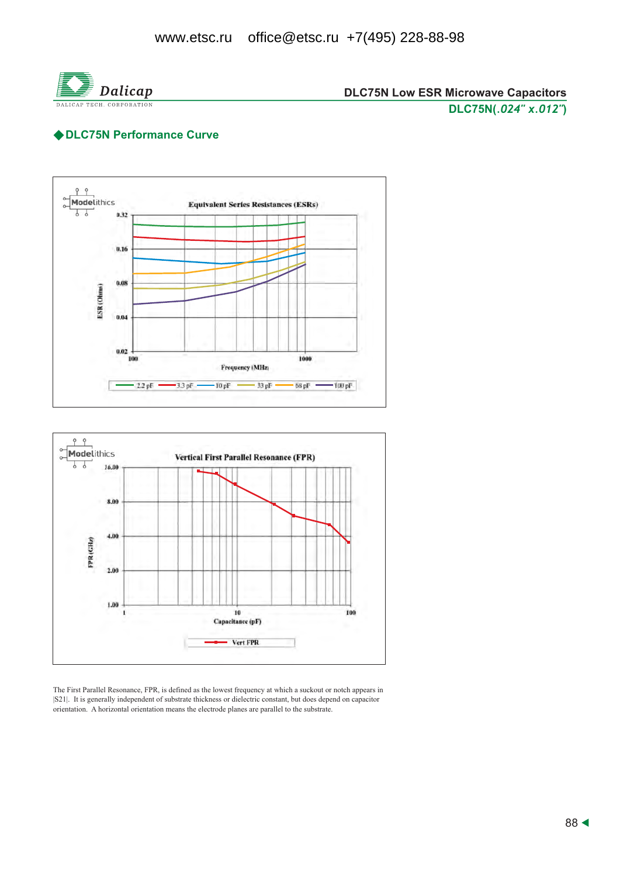## ◆DLC75N Performance Curve

**Equivalent Series Resistances (ESRs)**

ESR (Ohms): 0.32, 0.16, 0.08, 0.04, 0.02

Frequency (MHz): 100, 1000

2.2 pF, 3.3 pF, 10 pF, 33 pF, 68 pF, 100 pF

**Vertical First Parallel Resonance (FPR)**

FPR (GHz): 16.00, 8.00, 4.00, 2.00, 1.00

Capacitance (pF): 1, 10, 100

Vert FPR

The First Parallel Resonance, FPR, is defined as the lowest frequency at which a suckout or notch appears in |S21|. It is generally independent of substrate thickness or dielectric constant, but does depend on capacitor orientation. A horizontal orientation means the electrode planes are parallel to the substrate.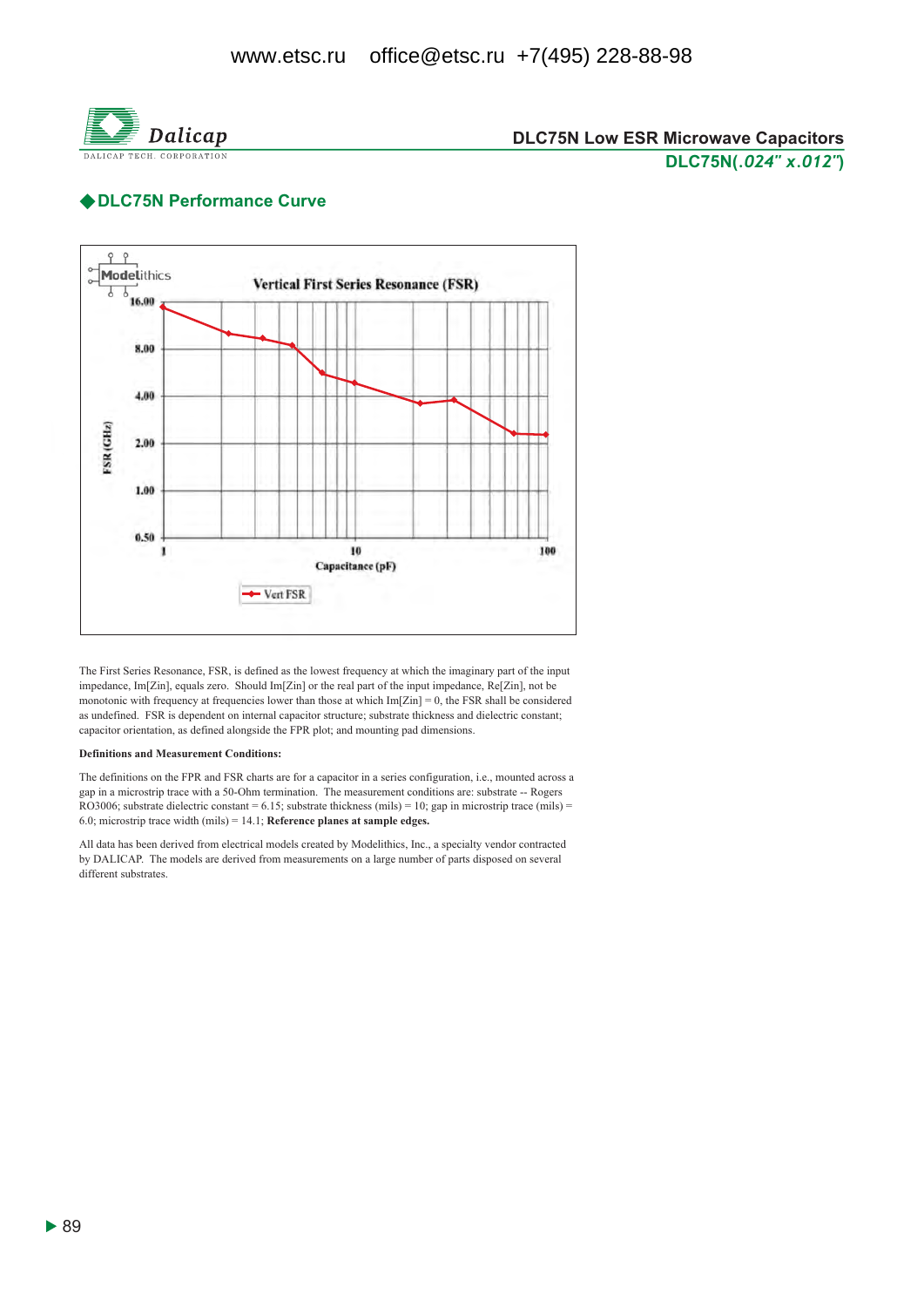## ◆DLC75N Performance Curve

Modelithics

Vertical First Series Resonance (FSR)

FSR (GHz)

16.00
8.00
4.00
2.00
1.00
0.50

1
10
100

Capacitance (pF)

Vert FSR

The First Series Resonance, FSR, is defined as the lowest frequency at which the imaginary part of the input impedance, Im[Zin], equals zero. Should Im[Zin] or the real part of the input impedance, Re[Zin], not be monotonic with frequency at frequencies lower than those at which Im[Zin] = 0, the FSR shall be considered as undefined. FSR is dependent on internal capacitor structure; substrate thickness and dielectric constant; capacitor orientation, as defined alongside the FPR plot; and mounting pad dimensions.

**Definitions and Measurement Conditions:**

The definitions on the FPR and FSR charts are for a capacitor in a series configuration, i.e., mounted across a gap in a microstrip trace with a 50-Ohm termination. The measurement conditions are: substrate -- Rogers RO3006; substrate dielectric constant = 6.15; substrate thickness (mils) = 10; gap in microstrip trace (mils) = 6.0; microstrip trace width (mils) = 14.1; **Reference planes at sample edges.**

All data has been derived from electrical models created by Modelithics, Inc., a specialty vendor contracted by DALICAP. The models are derived from measurements on a large number of parts disposed on several different substrates.